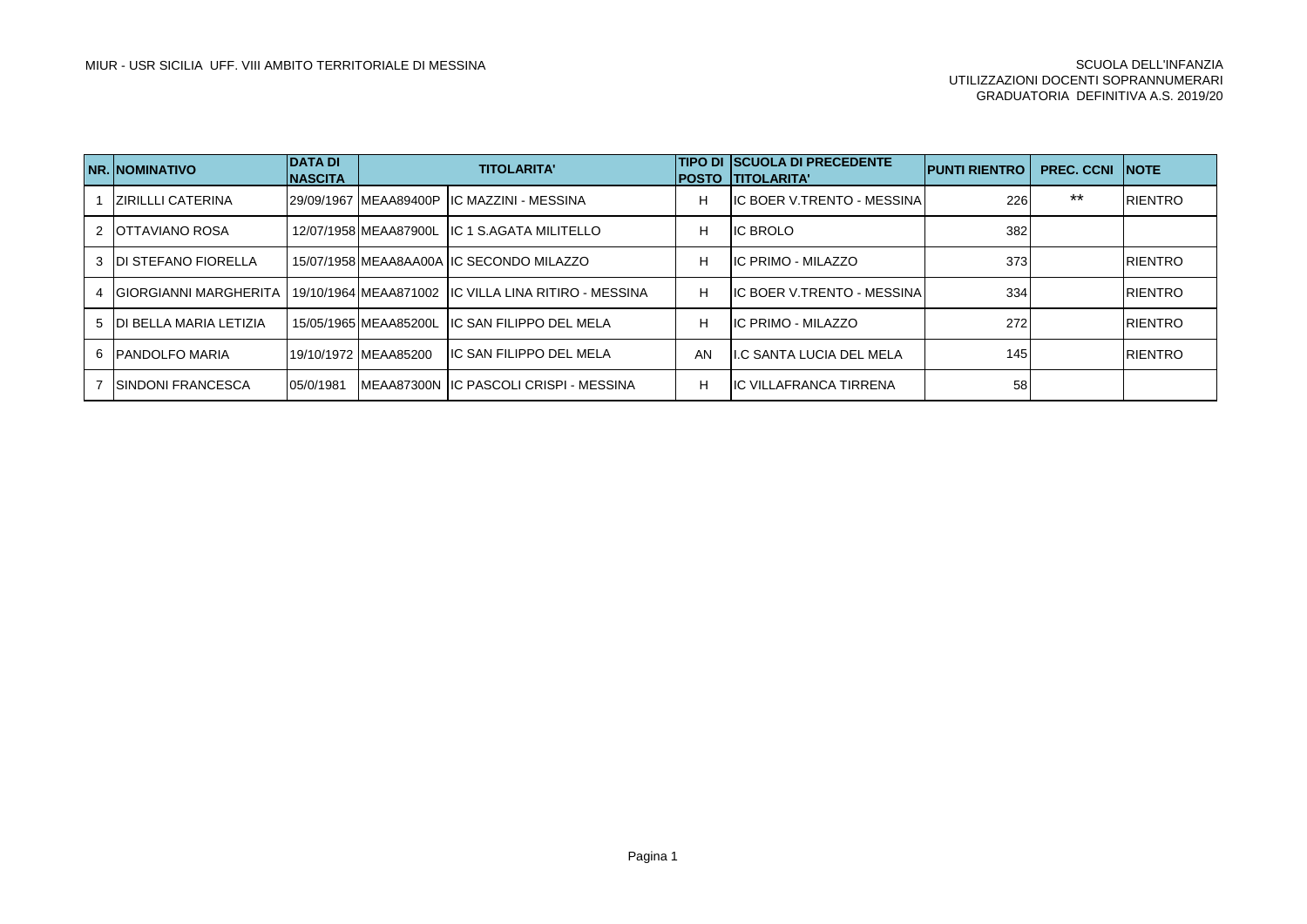MIUR - USR SICILIA UFF. VIII AMBITO TERRITORIALE DI MESSINA

SCUOLA DELL'INFANZIA
UTILIZZAZIONI DOCENTI SOPRANNUMERARI
GRADUATORIA DEFINITIVA A.S. 2019/20

| NR. | NOMINATIVO | DATA DI NASCITA | TITOLARITA' | | TIPO DI POSTO | SCUOLA DI PRECEDENTE TITOLARITA' | PUNTI RIENTRO | PREC. CCNI | NOTE |
|---|---|---|---|---|---|---|---|---|---|
| 1 | ZIRILLLI CATERINA | 29/09/1967 | MEAA89400P | IC MAZZINI - MESSINA | H | IC BOER V.TRENTO - MESSINA | 226 | ** | RIENTRO |
| 2 | OTTAVIANO ROSA | 12/07/1958 | MEAA87900L | IC 1 S.AGATA MILITELLO | H | IC BROLO | 382 | | |
| 3 | DI STEFANO FIORELLA | 15/07/1958 | MEAA8AA00A | IC SECONDO MILAZZO | H | IC PRIMO - MILAZZO | 373 | | RIENTRO |
| 4 | GIORGIANNI MARGHERITA | 19/10/1964 | MEAA871002 | IC VILLA LINA RITIRO - MESSINA | H | IC BOER V.TRENTO - MESSINA | 334 | | RIENTRO |
| 5 | DI BELLA MARIA LETIZIA | 15/05/1965 | MEAA85200L | IC SAN FILIPPO DEL MELA | H | IC PRIMO - MILAZZO | 272 | | RIENTRO |
| 6 | PANDOLFO MARIA | 19/10/1972 | MEAA85200 | IC SAN FILIPPO DEL MELA | AN | I.C SANTA LUCIA DEL MELA | 145 | | RIENTRO |
| 7 | SINDONI FRANCESCA | 05/0/1981 | MEAA87300N | IC PASCOLI CRISPI - MESSINA | H | IC VILLAFRANCA TIRRENA | 58 | | |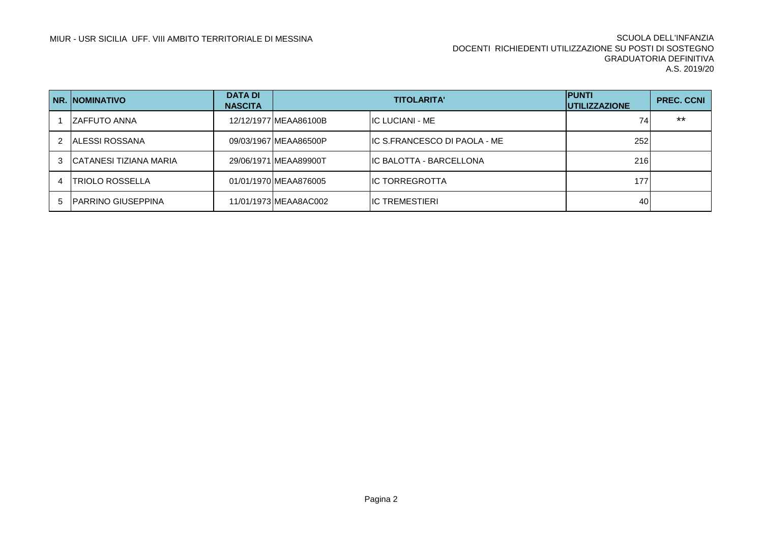MIUR - USR SICILIA UFF. VIII AMBITO TERRITORIALE DI MESSINA

SCUOLA DELL'INFANZIA
DOCENTI RICHIEDENTI UTILIZZAZIONE SU POSTI DI SOSTEGNO
GRADUATORIA DEFINITIVA
A.S. 2019/20

| NR. | NOMINATIVO | DATA DI NASCITA | TITOLARITA' | | PUNTI UTILIZZAZIONE | PREC. CCNI |
|---|---|---|---|---|---|---|
| 1 | ZAFFUTO ANNA | 12/12/1977 | MEAA86100B | IC LUCIANI - ME | 74 | ** |
| 2 | ALESSI ROSSANA | 09/03/1967 | MEAA86500P | IC S.FRANCESCO DI PAOLA - ME | 252 | |
| 3 | CATANESI TIZIANA MARIA | 29/06/1971 | MEAA89900T | IC BALOTTA - BARCELLONA | 216 | |
| 4 | TRIOLO ROSSELLA | 01/01/1970 | MEAA876005 | IC TORREGROTTA | 177 | |
| 5 | PARRINO GIUSEPPINA | 11/01/1973 | MEAA8AC002 | IC TREMESTIERI | 40 | |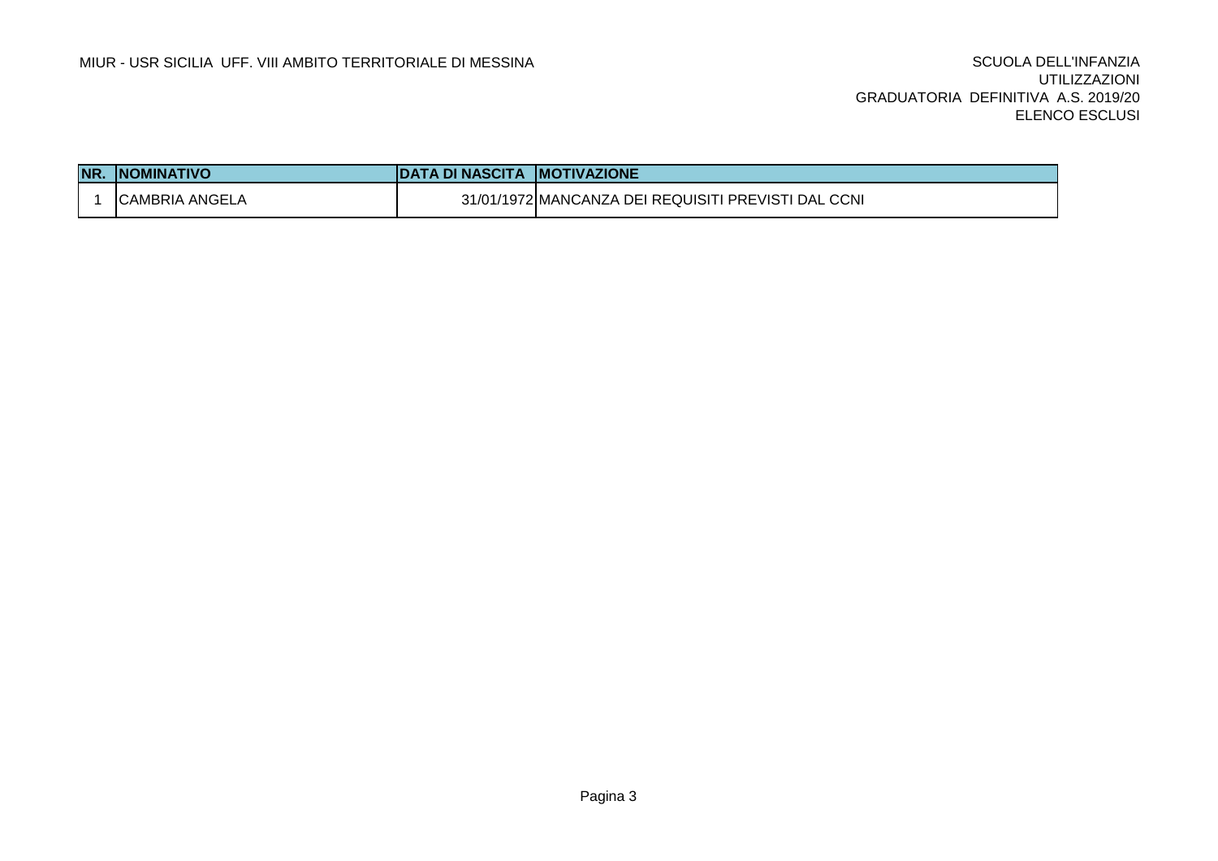MIUR - USR SICILIA UFF. VIII AMBITO TERRITORIALE DI MESSINA

SCUOLA DELL'INFANZIA
UTILIZZAZIONI
GRADUATORIA DEFINITIVA A.S. 2019/20
ELENCO ESCLUSI

| NR. | NOMINATIVO | DATA DI NASCITA | MOTIVAZIONE |
|---|---|---|---|
| 1 | CAMBRIA ANGELA | 31/01/1972 | MANCANZA DEI REQUISITI PREVISTI DAL CCNI |